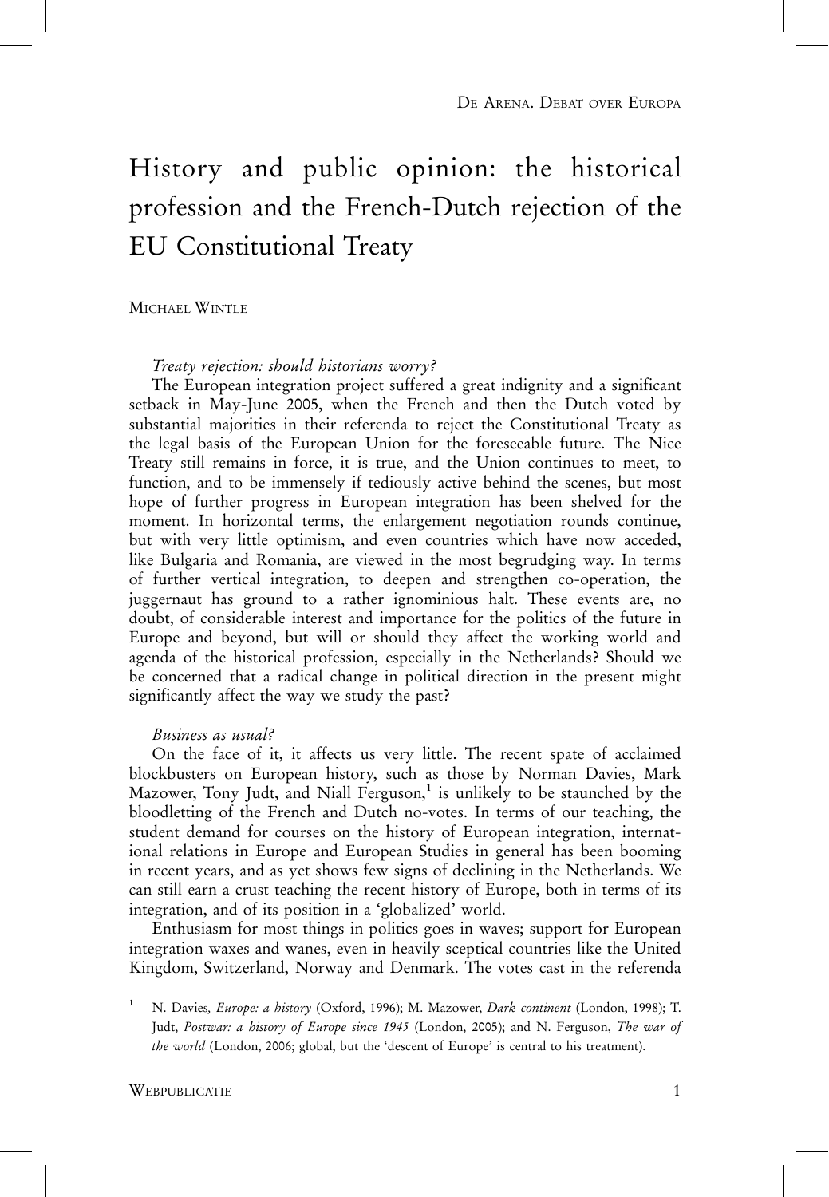# History and public opinion: the historical profession and the French-Dutch rejection of the EU Constitutional Treaty

MICHAEL WINTLE

*Treaty rejection: should historians worry?*

The European integration project suffered a great indignity and a significant setback in May-June 2005, when the French and then the Dutch voted by substantial majorities in their referenda to reject the Constitutional Treaty as the legal basis of the European Union for the foreseeable future. The Nice Treaty still remains in force, it is true, and the Union continues to meet, to function, and to be immensely if tediously active behind the scenes, but most hope of further progress in European integration has been shelved for the moment. In horizontal terms, the enlargement negotiation rounds continue, but with very little optimism, and even countries which have now acceded, like Bulgaria and Romania, are viewed in the most begrudging way. In terms of further vertical integration, to deepen and strengthen co-operation, the juggernaut has ground to a rather ignominious halt. These events are, no doubt, of considerable interest and importance for the politics of the future in Europe and beyond, but will or should they affect the working world and agenda of the historical profession, especially in the Netherlands? Should we be concerned that a radical change in political direction in the present might significantly affect the way we study the past?

*Business as usual?*

On the face of it, it affects us very little. The recent spate of acclaimed blockbusters on European history, such as those by Norman Davies, Mark Mazower, Tony Judt, and Niall Ferguson,[1] is unlikely to be staunched by the bloodletting of the French and Dutch no-votes. In terms of our teaching, the student demand for courses on the history of European integration, international relations in Europe and European Studies in general has been booming in recent years, and as yet shows few signs of declining in the Netherlands. We can still earn a crust teaching the recent history of Europe, both in terms of its integration, and of its position in a 'globalized' world.

Enthusiasm for most things in politics goes in waves; support for European integration waxes and wanes, even in heavily sceptical countries like the United Kingdom, Switzerland, Norway and Denmark. The votes cast in the referenda

[1] N. Davies, *Europe: a history* (Oxford, 1996); M. Mazower, *Dark continent* (London, 1998); T. Judt, *Postwar: a history of Europe since 1945* (London, 2005); and N. Ferguson, *The war of the world* (London, 2006; global, but the 'descent of Europe' is central to his treatment).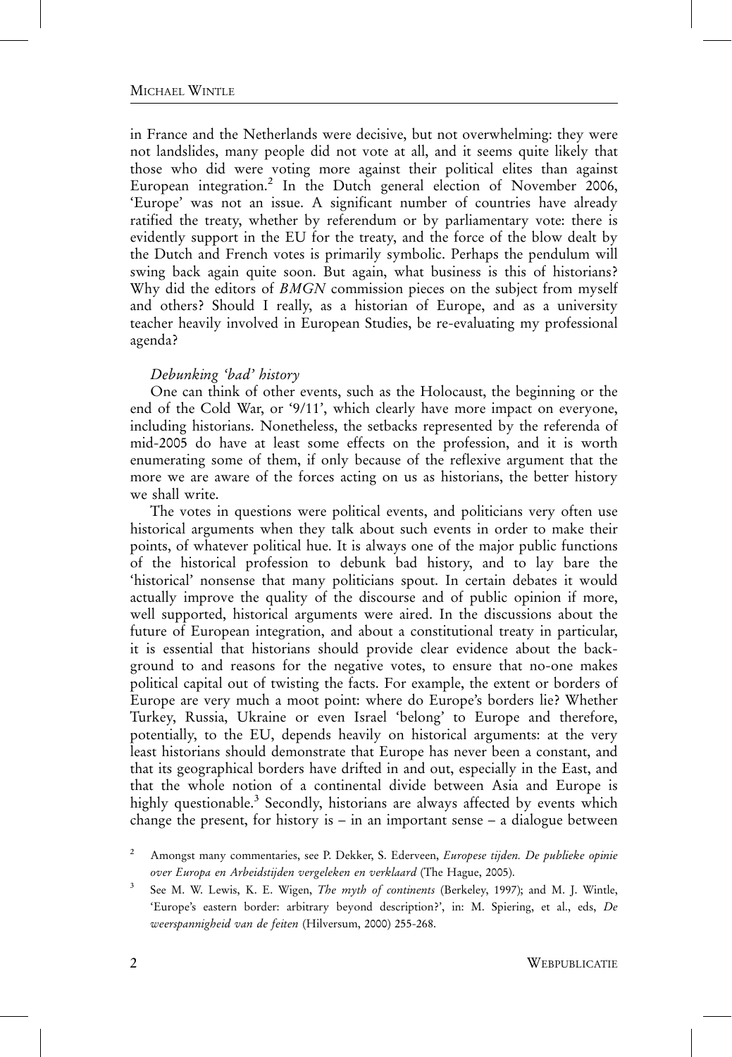in France and the Netherlands were decisive, but not overwhelming: they were not landslides, many people did not vote at all, and it seems quite likely that those who did were voting more against their political elites than against European integration.[2] In the Dutch general election of November 2006, 'Europe' was not an issue. A significant number of countries have already ratified the treaty, whether by referendum or by parliamentary vote: there is evidently support in the EU for the treaty, and the force of the blow dealt by the Dutch and French votes is primarily symbolic. Perhaps the pendulum will swing back again quite soon. But again, what business is this of historians? Why did the editors of *BMGN* commission pieces on the subject from myself and others? Should I really, as a historian of Europe, and as a university teacher heavily involved in European Studies, be re-evaluating my professional agenda?

*Debunking 'bad' history*

One can think of other events, such as the Holocaust, the beginning or the end of the Cold War, or '9/11', which clearly have more impact on everyone, including historians. Nonetheless, the setbacks represented by the referenda of mid-2005 do have at least some effects on the profession, and it is worth enumerating some of them, if only because of the reflexive argument that the more we are aware of the forces acting on us as historians, the better history we shall write.

The votes in questions were political events, and politicians very often use historical arguments when they talk about such events in order to make their points, of whatever political hue. It is always one of the major public functions of the historical profession to debunk bad history, and to lay bare the 'historical' nonsense that many politicians spout. In certain debates it would actually improve the quality of the discourse and of public opinion if more, well supported, historical arguments were aired. In the discussions about the future of European integration, and about a constitutional treaty in particular, it is essential that historians should provide clear evidence about the background to and reasons for the negative votes, to ensure that no-one makes political capital out of twisting the facts. For example, the extent or borders of Europe are very much a moot point: where do Europe's borders lie? Whether Turkey, Russia, Ukraine or even Israel 'belong' to Europe and therefore, potentially, to the EU, depends heavily on historical arguments: at the very least historians should demonstrate that Europe has never been a constant, and that its geographical borders have drifted in and out, especially in the East, and that the whole notion of a continental divide between Asia and Europe is highly questionable.[3] Secondly, historians are always affected by events which change the present, for history is – in an important sense – a dialogue between

[2] Amongst many commentaries, see P. Dekker, S. Ederveen, *Europese tijden. De publieke opinie over Europa en Arbeidstijden vergeleken en verklaard* (The Hague, 2005).

[3] See M. W. Lewis, K. E. Wigen, *The myth of continents* (Berkeley, 1997); and M. J. Wintle, 'Europe's eastern border: arbitrary beyond description?', in: M. Spiering, et al., eds, *De weerspannigheid van de feiten* (Hilversum, 2000) 255-268.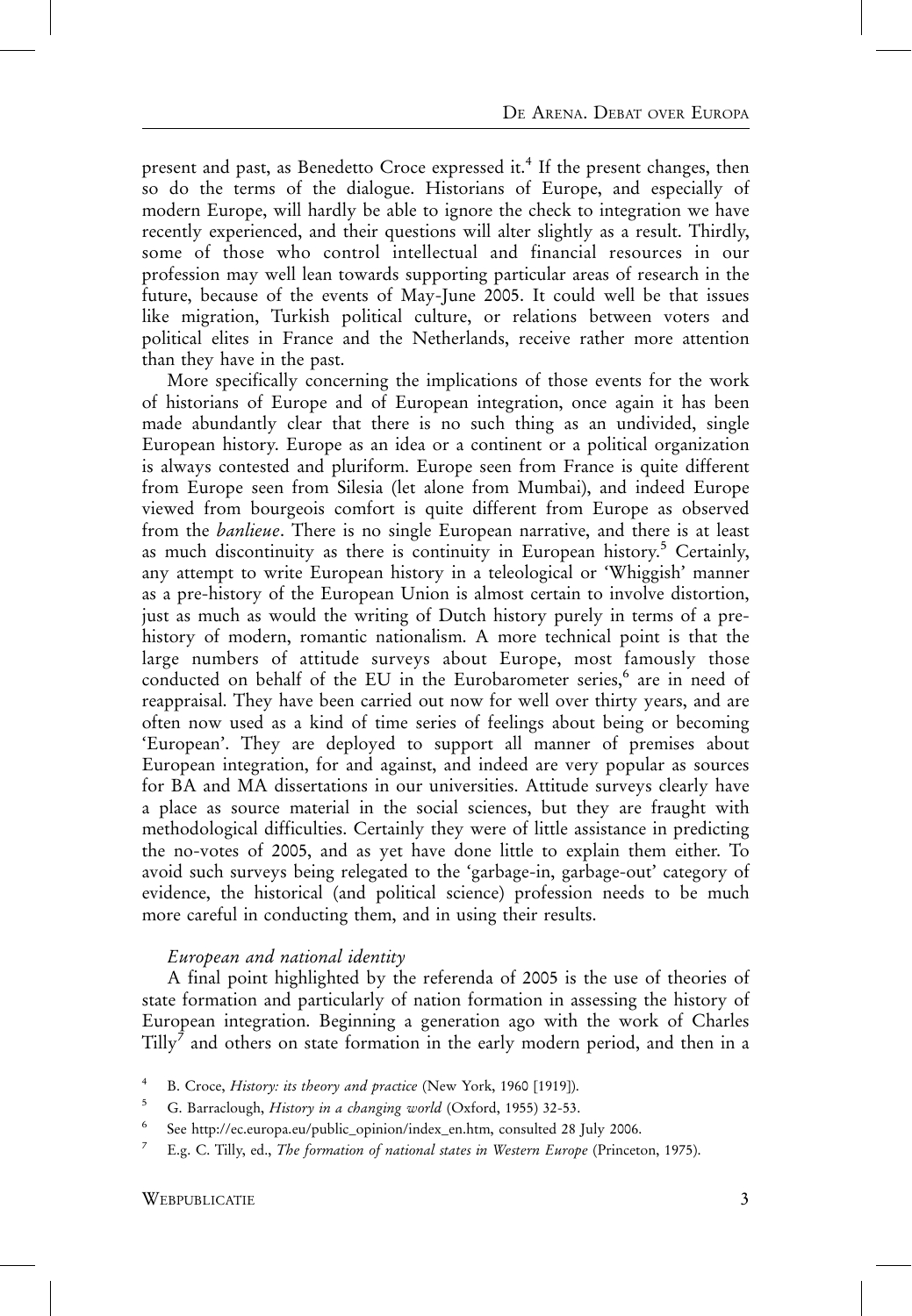present and past, as Benedetto Croce expressed it.[4] If the present changes, then so do the terms of the dialogue. Historians of Europe, and especially of modern Europe, will hardly be able to ignore the check to integration we have recently experienced, and their questions will alter slightly as a result. Thirdly, some of those who control intellectual and financial resources in our profession may well lean towards supporting particular areas of research in the future, because of the events of May-June 2005. It could well be that issues like migration, Turkish political culture, or relations between voters and political elites in France and the Netherlands, receive rather more attention than they have in the past.

More specifically concerning the implications of those events for the work of historians of Europe and of European integration, once again it has been made abundantly clear that there is no such thing as an undivided, single European history. Europe as an idea or a continent or a political organization is always contested and pluriform. Europe seen from France is quite different from Europe seen from Silesia (let alone from Mumbai), and indeed Europe viewed from bourgeois comfort is quite different from Europe as observed from the *banlieue*. There is no single European narrative, and there is at least as much discontinuity as there is continuity in European history.[5] Certainly, any attempt to write European history in a teleological or 'Whiggish' manner as a pre-history of the European Union is almost certain to involve distortion, just as much as would the writing of Dutch history purely in terms of a pre-history of modern, romantic nationalism. A more technical point is that the large numbers of attitude surveys about Europe, most famously those conducted on behalf of the EU in the Eurobarometer series,[6] are in need of reappraisal. They have been carried out now for well over thirty years, and are often now used as a kind of time series of feelings about being or becoming 'European'. They are deployed to support all manner of premises about European integration, for and against, and indeed are very popular as sources for BA and MA dissertations in our universities. Attitude surveys clearly have a place as source material in the social sciences, but they are fraught with methodological difficulties. Certainly they were of little assistance in predicting the no-votes of 2005, and as yet have done little to explain them either. To avoid such surveys being relegated to the 'garbage-in, garbage-out' category of evidence, the historical (and political science) profession needs to be much more careful in conducting them, and in using their results.

### *European and national identity*

A final point highlighted by the referenda of 2005 is the use of theories of state formation and particularly of nation formation in assessing the history of European integration. Beginning a generation ago with the work of Charles Tilly[7] and others on state formation in the early modern period, and then in a

---

[4] B. Croce, *History: its theory and practice* (New York, 1960 [1919]).

[5] G. Barraclough, *History in a changing world* (Oxford, 1955) 32-53.

[6] See http://ec.europa.eu/public_opinion/index_en.htm, consulted 28 July 2006.

[7] E.g. C. Tilly, ed., *The formation of national states in Western Europe* (Princeton, 1975).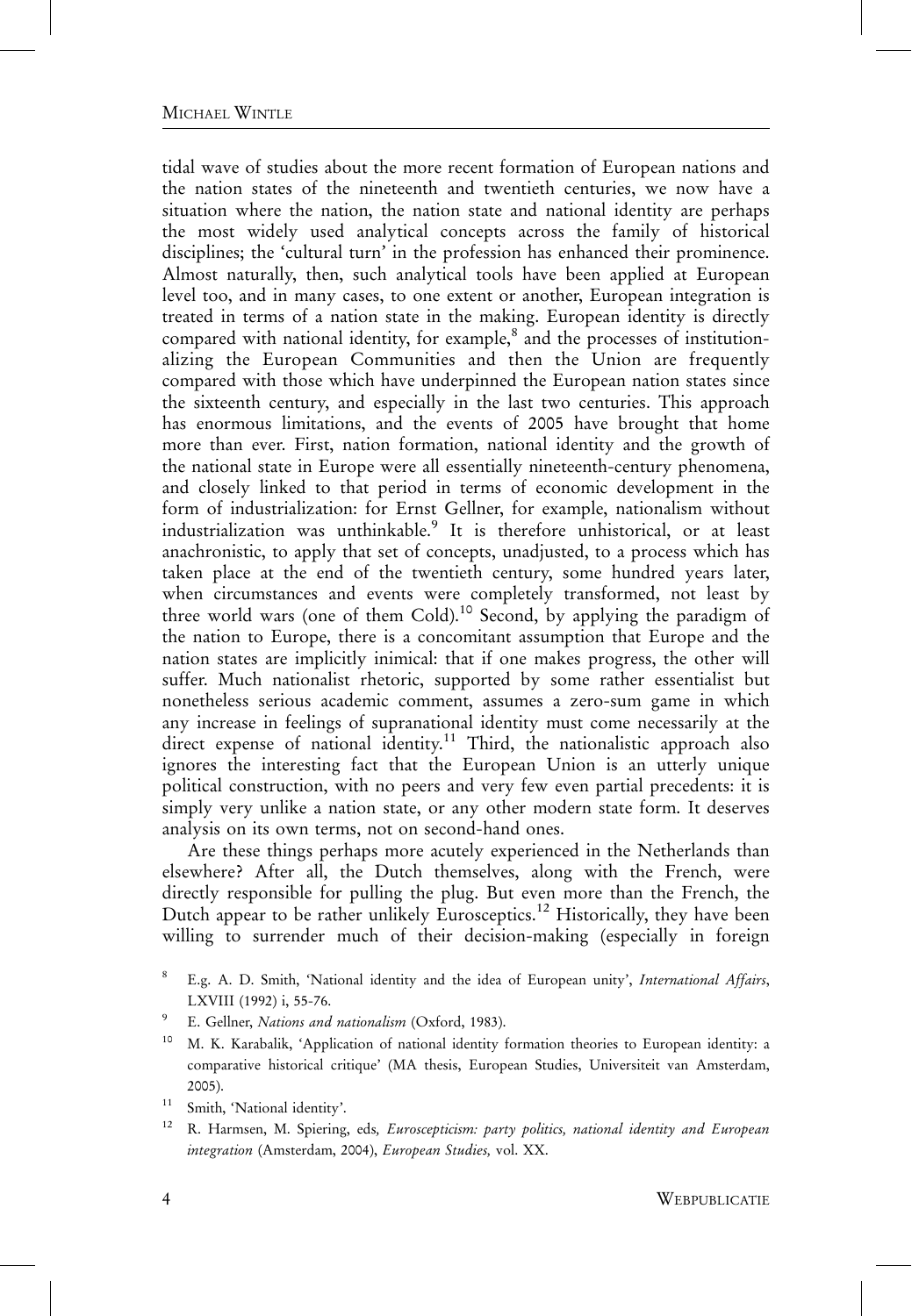tidal wave of studies about the more recent formation of European nations and the nation states of the nineteenth and twentieth centuries, we now have a situation where the nation, the nation state and national identity are perhaps the most widely used analytical concepts across the family of historical disciplines; the 'cultural turn' in the profession has enhanced their prominence. Almost naturally, then, such analytical tools have been applied at European level too, and in many cases, to one extent or another, European integration is treated in terms of a nation state in the making. European identity is directly compared with national identity, for example,[8] and the processes of institutionalizing the European Communities and then the Union are frequently compared with those which have underpinned the European nation states since the sixteenth century, and especially in the last two centuries. This approach has enormous limitations, and the events of 2005 have brought that home more than ever. First, nation formation, national identity and the growth of the national state in Europe were all essentially nineteenth-century phenomena, and closely linked to that period in terms of economic development in the form of industrialization: for Ernst Gellner, for example, nationalism without industrialization was unthinkable.[9] It is therefore unhistorical, or at least anachronistic, to apply that set of concepts, unadjusted, to a process which has taken place at the end of the twentieth century, some hundred years later, when circumstances and events were completely transformed, not least by three world wars (one of them Cold).[10] Second, by applying the paradigm of the nation to Europe, there is a concomitant assumption that Europe and the nation states are implicitly inimical: that if one makes progress, the other will suffer. Much nationalist rhetoric, supported by some rather essentialist but nonetheless serious academic comment, assumes a zero-sum game in which any increase in feelings of supranational identity must come necessarily at the direct expense of national identity.[11] Third, the nationalistic approach also ignores the interesting fact that the European Union is an utterly unique political construction, with no peers and very few even partial precedents: it is simply very unlike a nation state, or any other modern state form. It deserves analysis on its own terms, not on second-hand ones.

Are these things perhaps more acutely experienced in the Netherlands than elsewhere? After all, the Dutch themselves, along with the French, were directly responsible for pulling the plug. But even more than the French, the Dutch appear to be rather unlikely Eurosceptics.[12] Historically, they have been willing to surrender much of their decision-making (especially in foreign

[8] E.g. A. D. Smith, 'National identity and the idea of European unity', *International Affairs*, LXVIII (1992) i, 55-76.

[9] E. Gellner, *Nations and nationalism* (Oxford, 1983).

[10] M. K. Karabalik, 'Application of national identity formation theories to European identity: a comparative historical critique' (MA thesis, European Studies, Universiteit van Amsterdam, 2005).

[11] Smith, 'National identity'.

[12] R. Harmsen, M. Spiering, eds, *Euroscepticism: party politics, national identity and European integration* (Amsterdam, 2004), *European Studies*, vol. XX.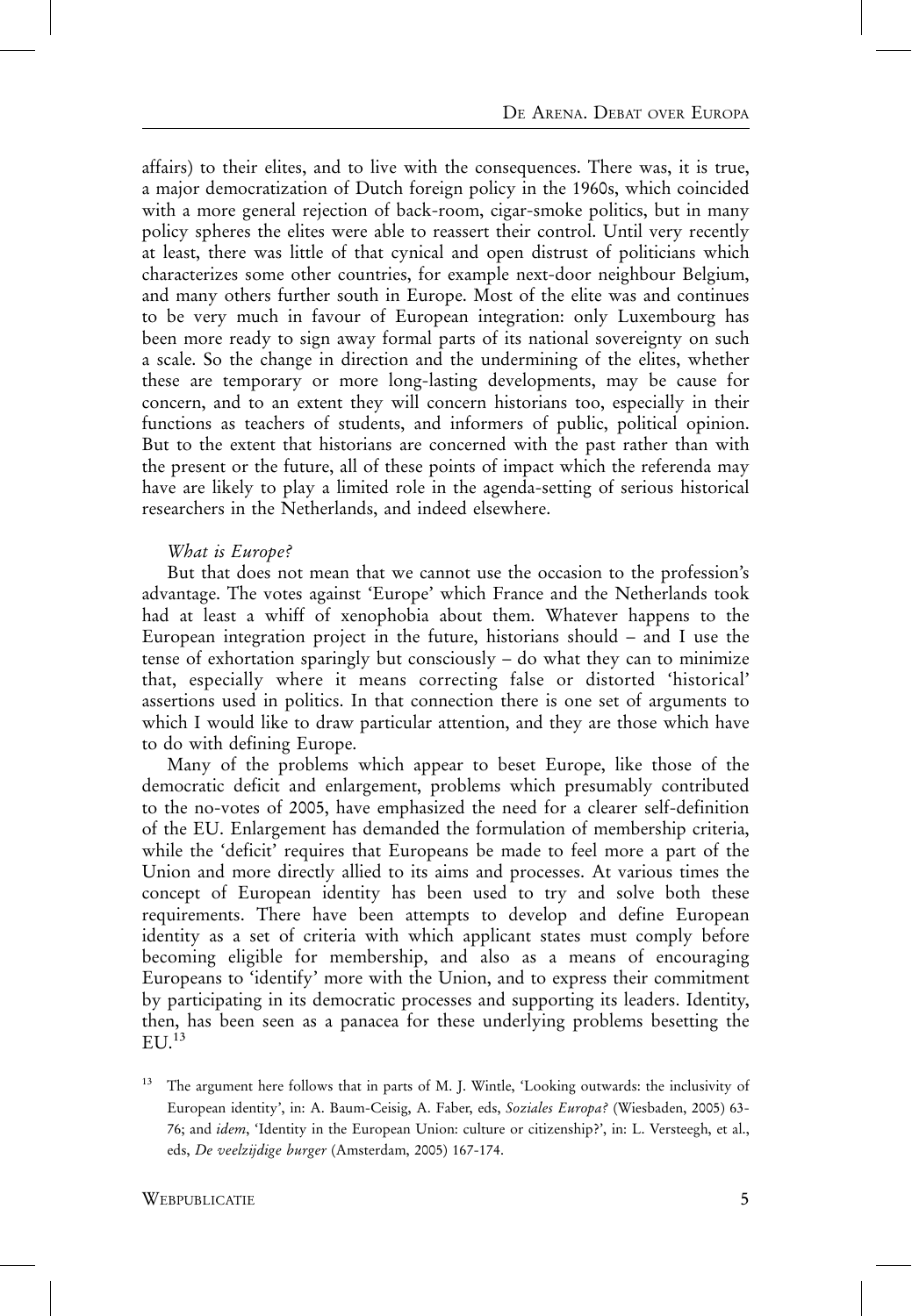affairs) to their elites, and to live with the consequences. There was, it is true, a major democratization of Dutch foreign policy in the 1960s, which coincided with a more general rejection of back-room, cigar-smoke politics, but in many policy spheres the elites were able to reassert their control. Until very recently at least, there was little of that cynical and open distrust of politicians which characterizes some other countries, for example next-door neighbour Belgium, and many others further south in Europe. Most of the elite was and continues to be very much in favour of European integration: only Luxembourg has been more ready to sign away formal parts of its national sovereignty on such a scale. So the change in direction and the undermining of the elites, whether these are temporary or more long-lasting developments, may be cause for concern, and to an extent they will concern historians too, especially in their functions as teachers of students, and informers of public, political opinion. But to the extent that historians are concerned with the past rather than with the present or the future, all of these points of impact which the referenda may have are likely to play a limited role in the agenda-setting of serious historical researchers in the Netherlands, and indeed elsewhere.

*What is Europe?*

But that does not mean that we cannot use the occasion to the profession's advantage. The votes against 'Europe' which France and the Netherlands took had at least a whiff of xenophobia about them. Whatever happens to the European integration project in the future, historians should – and I use the tense of exhortation sparingly but consciously – do what they can to minimize that, especially where it means correcting false or distorted 'historical' assertions used in politics. In that connection there is one set of arguments to which I would like to draw particular attention, and they are those which have to do with defining Europe.

Many of the problems which appear to beset Europe, like those of the democratic deficit and enlargement, problems which presumably contributed to the no-votes of 2005, have emphasized the need for a clearer self-definition of the EU. Enlargement has demanded the formulation of membership criteria, while the 'deficit' requires that Europeans be made to feel more a part of the Union and more directly allied to its aims and processes. At various times the concept of European identity has been used to try and solve both these requirements. There have been attempts to develop and define European identity as a set of criteria with which applicant states must comply before becoming eligible for membership, and also as a means of encouraging Europeans to 'identify' more with the Union, and to express their commitment by participating in its democratic processes and supporting its leaders. Identity, then, has been seen as a panacea for these underlying problems besetting the EU.[13]

[13] The argument here follows that in parts of M. J. Wintle, 'Looking outwards: the inclusivity of European identity', in: A. Baum-Ceisig, A. Faber, eds, *Soziales Europa?* (Wiesbaden, 2005) 63-76; and *idem*, 'Identity in the European Union: culture or citizenship?', in: L. Versteegh, et al., eds, *De veelzijdige burger* (Amsterdam, 2005) 167-174.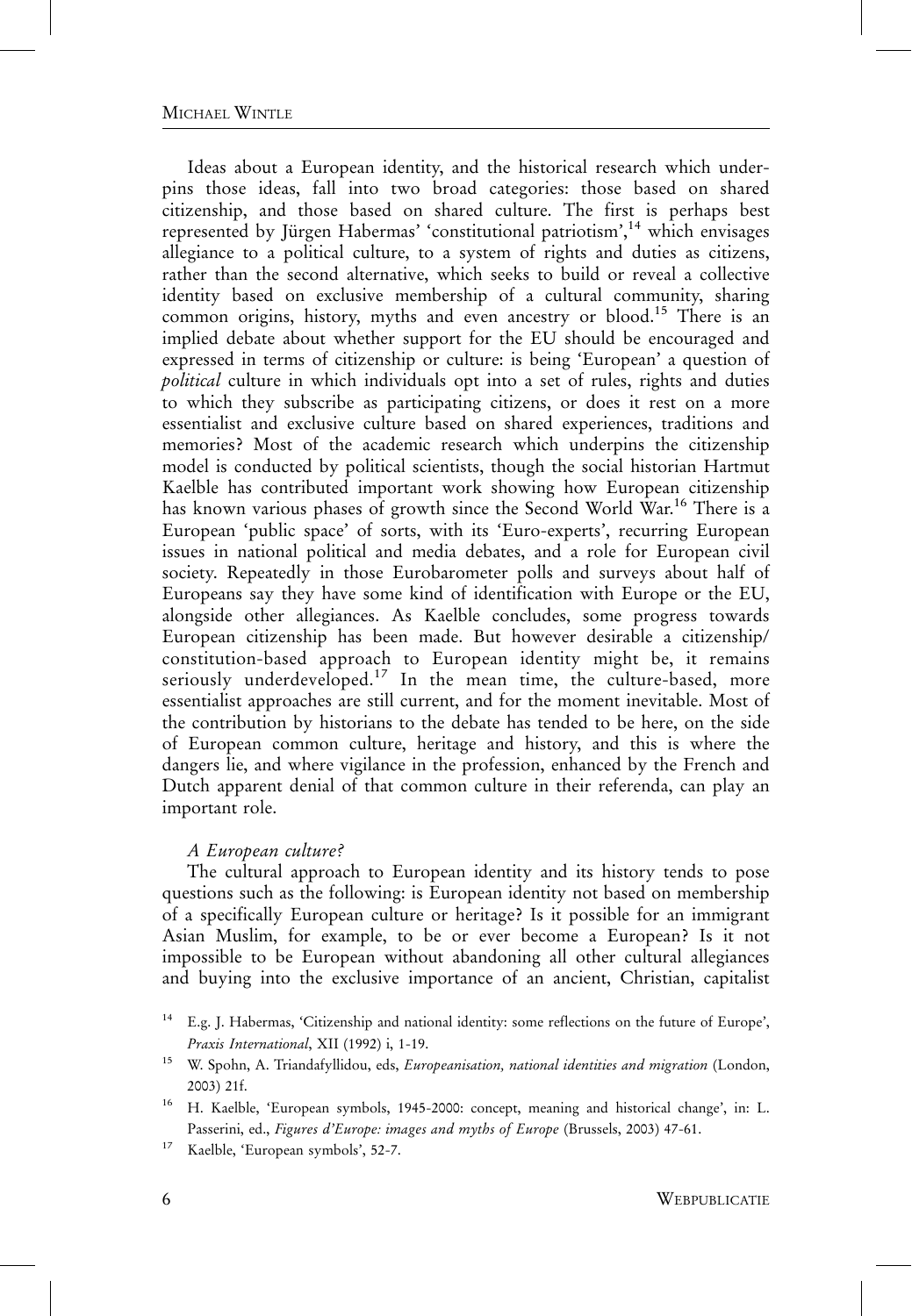Ideas about a European identity, and the historical research which underpins those ideas, fall into two broad categories: those based on shared citizenship, and those based on shared culture. The first is perhaps best represented by Jürgen Habermas' 'constitutional patriotism',[14] which envisages allegiance to a political culture, to a system of rights and duties as citizens, rather than the second alternative, which seeks to build or reveal a collective identity based on exclusive membership of a cultural community, sharing common origins, history, myths and even ancestry or blood.[15] There is an implied debate about whether support for the EU should be encouraged and expressed in terms of citizenship or culture: is being 'European' a question of *political* culture in which individuals opt into a set of rules, rights and duties to which they subscribe as participating citizens, or does it rest on a more essentialist and exclusive culture based on shared experiences, traditions and memories? Most of the academic research which underpins the citizenship model is conducted by political scientists, though the social historian Hartmut Kaelble has contributed important work showing how European citizenship has known various phases of growth since the Second World War.[16] There is a European 'public space' of sorts, with its 'Euro-experts', recurring European issues in national political and media debates, and a role for European civil society. Repeatedly in those Eurobarometer polls and surveys about half of Europeans say they have some kind of identification with Europe or the EU, alongside other allegiances. As Kaelble concludes, some progress towards European citizenship has been made. But however desirable a citizenship/constitution-based approach to European identity might be, it remains seriously underdeveloped.[17] In the mean time, the culture-based, more essentialist approaches are still current, and for the moment inevitable. Most of the contribution by historians to the debate has tended to be here, on the side of European common culture, heritage and history, and this is where the dangers lie, and where vigilance in the profession, enhanced by the French and Dutch apparent denial of that common culture in their referenda, can play an important role.

*A European culture?*

The cultural approach to European identity and its history tends to pose questions such as the following: is European identity not based on membership of a specifically European culture or heritage? Is it possible for an immigrant Asian Muslim, for example, to be or ever become a European? Is it not impossible to be European without abandoning all other cultural allegiances and buying into the exclusive importance of an ancient, Christian, capitalist

[14] E.g. J. Habermas, 'Citizenship and national identity: some reflections on the future of Europe', *Praxis International*, XII (1992) i, 1-19.

[15] W. Spohn, A. Triandafyllidou, eds, *Europeanisation, national identities and migration* (London, 2003) 21f.

[16] H. Kaelble, 'European symbols, 1945-2000: concept, meaning and historical change', in: L. Passerini, ed., *Figures d'Europe: images and myths of Europe* (Brussels, 2003) 47-61.

[17] Kaelble, 'European symbols', 52-7.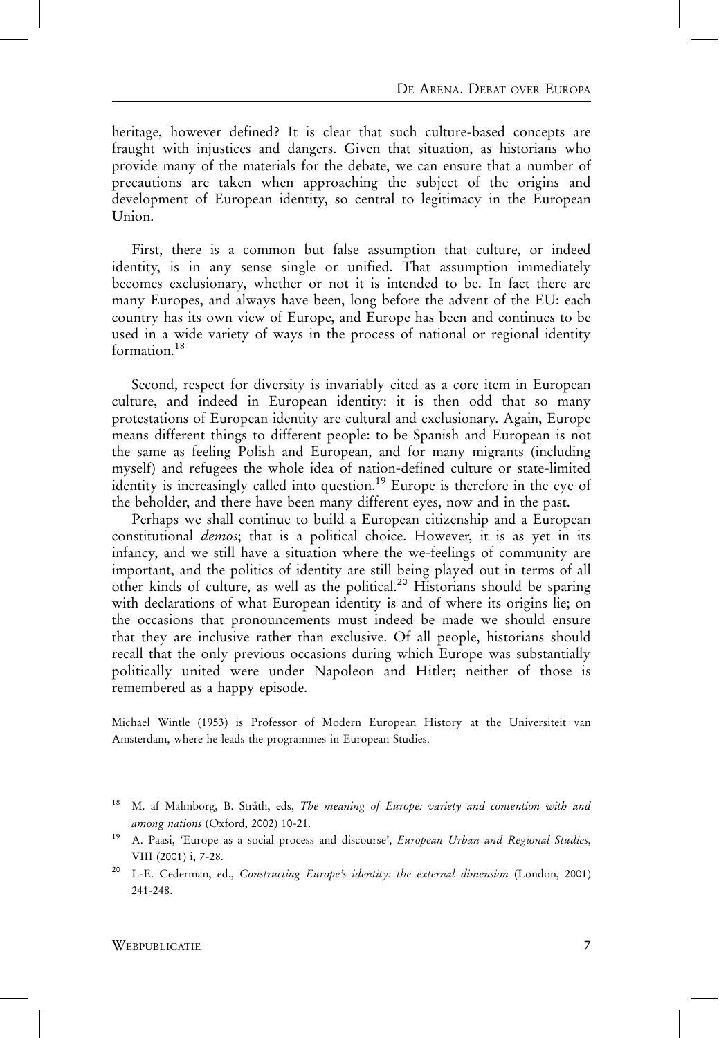heritage, however defined? It is clear that such culture-based concepts are fraught with injustices and dangers. Given that situation, as historians who provide many of the materials for the debate, we can ensure that a number of precautions are taken when approaching the subject of the origins and development of European identity, so central to legitimacy in the European Union.

First, there is a common but false assumption that culture, or indeed identity, is in any sense single or unified. That assumption immediately becomes exclusionary, whether or not it is intended to be. In fact there are many Europes, and always have been, long before the advent of the EU: each country has its own view of Europe, and Europe has been and continues to be used in a wide variety of ways in the process of national or regional identity formation.[18]

Second, respect for diversity is invariably cited as a core item in European culture, and indeed in European identity: it is then odd that so many protestations of European identity are cultural and exclusionary. Again, Europe means different things to different people: to be Spanish and European is not the same as feeling Polish and European, and for many migrants (including myself) and refugees the whole idea of nation-defined culture or state-limited identity is increasingly called into question.[19] Europe is therefore in the eye of the beholder, and there have been many different eyes, now and in the past.

Perhaps we shall continue to build a European citizenship and a European constitutional *demos*; that is a political choice. However, it is as yet in its infancy, and we still have a situation where the we-feelings of community are important, and the politics of identity are still being played out in terms of all other kinds of culture, as well as the political.[20] Historians should be sparing with declarations of what European identity is and of where its origins lie; on the occasions that pronouncements must indeed be made we should ensure that they are inclusive rather than exclusive. Of all people, historians should recall that the only previous occasions during which Europe was substantially politically united were under Napoleon and Hitler; neither of those is remembered as a happy episode.

Michael Wintle (1953) is Professor of Modern European History at the Universiteit van Amsterdam, where he leads the programmes in European Studies.

[18] M. af Malmborg, B. Stråth, eds, *The meaning of Europe: variety and contention with and among nations* (Oxford, 2002) 10-21.

[19] A. Paasi, 'Europe as a social process and discourse', *European Urban and Regional Studies*, VIII (2001) i, 7-28.

[20] L-E. Cederman, ed., *Constructing Europe's identity: the external dimension* (London, 2001) 241-248.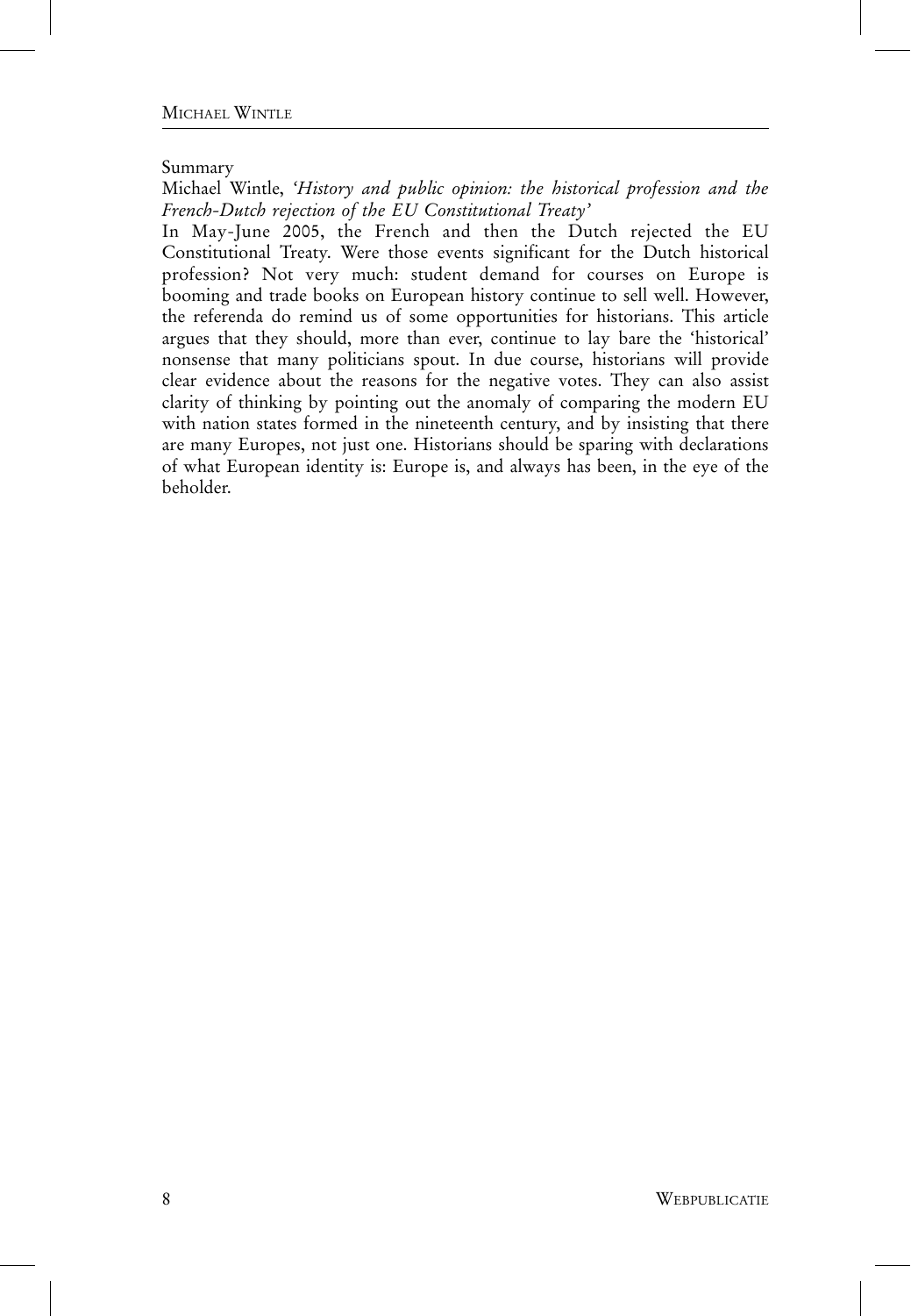Summary

Michael Wintle, *'History and public opinion: the historical profession and the French-Dutch rejection of the EU Constitutional Treaty'*

In May-June 2005, the French and then the Dutch rejected the EU Constitutional Treaty. Were those events significant for the Dutch historical profession? Not very much: student demand for courses on Europe is booming and trade books on European history continue to sell well. However, the referenda do remind us of some opportunities for historians. This article argues that they should, more than ever, continue to lay bare the 'historical' nonsense that many politicians spout. In due course, historians will provide clear evidence about the reasons for the negative votes. They can also assist clarity of thinking by pointing out the anomaly of comparing the modern EU with nation states formed in the nineteenth century, and by insisting that there are many Europes, not just one. Historians should be sparing with declarations of what European identity is: Europe is, and always has been, in the eye of the beholder.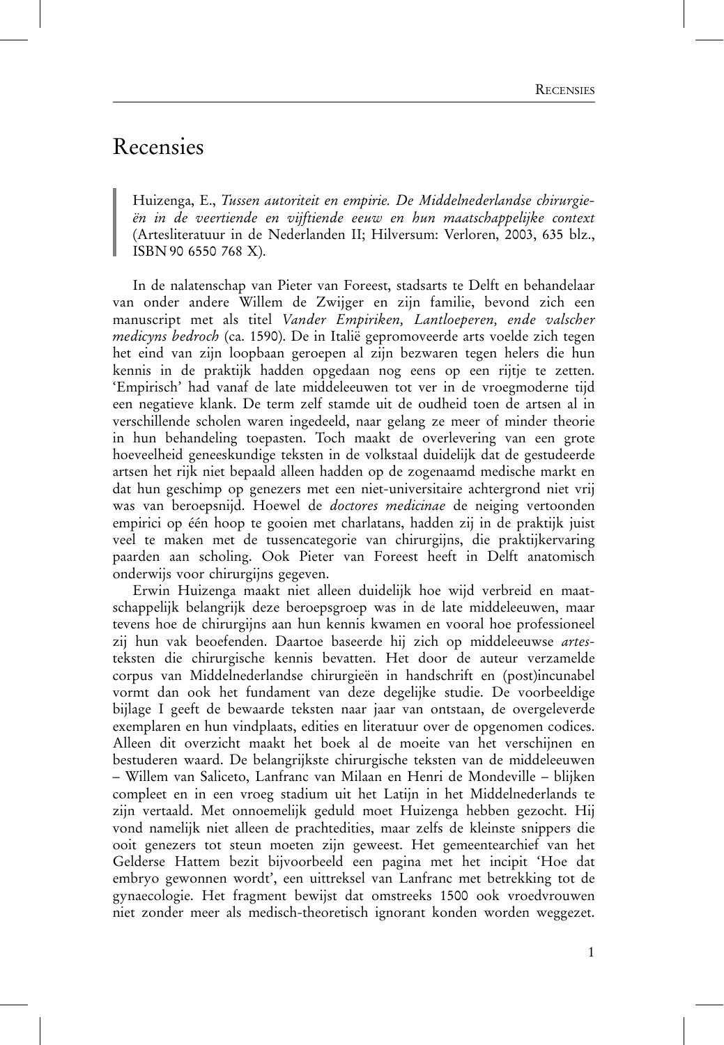# Recensies

> Huizenga, E., *Tussen autoriteit en empirie. De Middelnederlandse chirurgieën in de veertiende en vijftiende eeuw en hun maatschappelijke context* (Artesliteratuur in de Nederlanden II; Hilversum: Verloren, 2003, 635 blz., ISBN 90 6550 768 X).

In de nalatenschap van Pieter van Foreest, stadsarts te Delft en behandelaar van onder andere Willem de Zwijger en zijn familie, bevond zich een manuscript met als titel *Vander Empiriken, Lantloeperen, ende valscher medicyns bedroch* (ca. 1590). De in Italië gepromoveerde arts voelde zich tegen het eind van zijn loopbaan geroepen al zijn bezwaren tegen helers die hun kennis in de praktijk hadden opgedaan nog eens op een rijtje te zetten. 'Empirisch' had vanaf de late middeleeuwen tot ver in de vroegmoderne tijd een negatieve klank. De term zelf stamde uit de oudheid toen de artsen al in verschillende scholen waren ingedeeld, naar gelang ze meer of minder theorie in hun behandeling toepasten. Toch maakt de overlevering van een grote hoeveelheid geneeskundige teksten in de volkstaal duidelijk dat de gestudeerde artsen het rijk niet bepaald alleen hadden op de zogenaamd medische markt en dat hun geschimp op genezers met een niet-universitaire achtergrond niet vrij was van beroepsnijd. Hoewel de *doctores medicinae* de neiging vertoonden empirici op één hoop te gooien met charlatans, hadden zij in de praktijk juist veel te maken met de tussencategorie van chirurgijns, die praktijkervaring paarden aan scholing. Ook Pieter van Foreest heeft in Delft anatomisch onderwijs voor chirurgijns gegeven.

Erwin Huizenga maakt niet alleen duidelijk hoe wijd verbreid en maatschappelijk belangrijk deze beroepsgroep was in de late middeleeuwen, maar tevens hoe de chirurgijns aan hun kennis kwamen en vooral hoe professioneel zij hun vak beoefenden. Daartoe baseerde hij zich op middeleeuwse *artes*-teksten die chirurgische kennis bevatten. Het door de auteur verzamelde corpus van Middelnederlandse chirurgieën in handschrift en (post)incunabel vormt dan ook het fundament van deze degelijke studie. De voorbeeldige bijlage I geeft de bewaarde teksten naar jaar van ontstaan, de overgeleverde exemplaren en hun vindplaats, edities en literatuur over de opgenomen codices. Alleen dit overzicht maakt het boek al de moeite van het verschijnen en bestuderen waard. De belangrijkste chirurgische teksten van de middeleeuwen – Willem van Saliceto, Lanfranc van Milaan en Henri de Mondeville – blijken compleet en in een vroeg stadium uit het Latijn in het Middelnederlands te zijn vertaald. Met onnoemelijk geduld moet Huizenga hebben gezocht. Hij vond namelijk niet alleen de prachtedities, maar zelfs de kleinste snippers die ooit genezers tot steun moeten zijn geweest. Het gemeentearchief van het Gelderse Hattem bezit bijvoorbeeld een pagina met het incipit 'Hoe dat embryo gewonnen wordt', een uittreksel van Lanfranc met betrekking tot de gynaecologie. Het fragment bewijst dat omstreeks 1500 ook vroedvrouwen niet zonder meer als medisch-theoretisch ignorant konden worden weggezet.